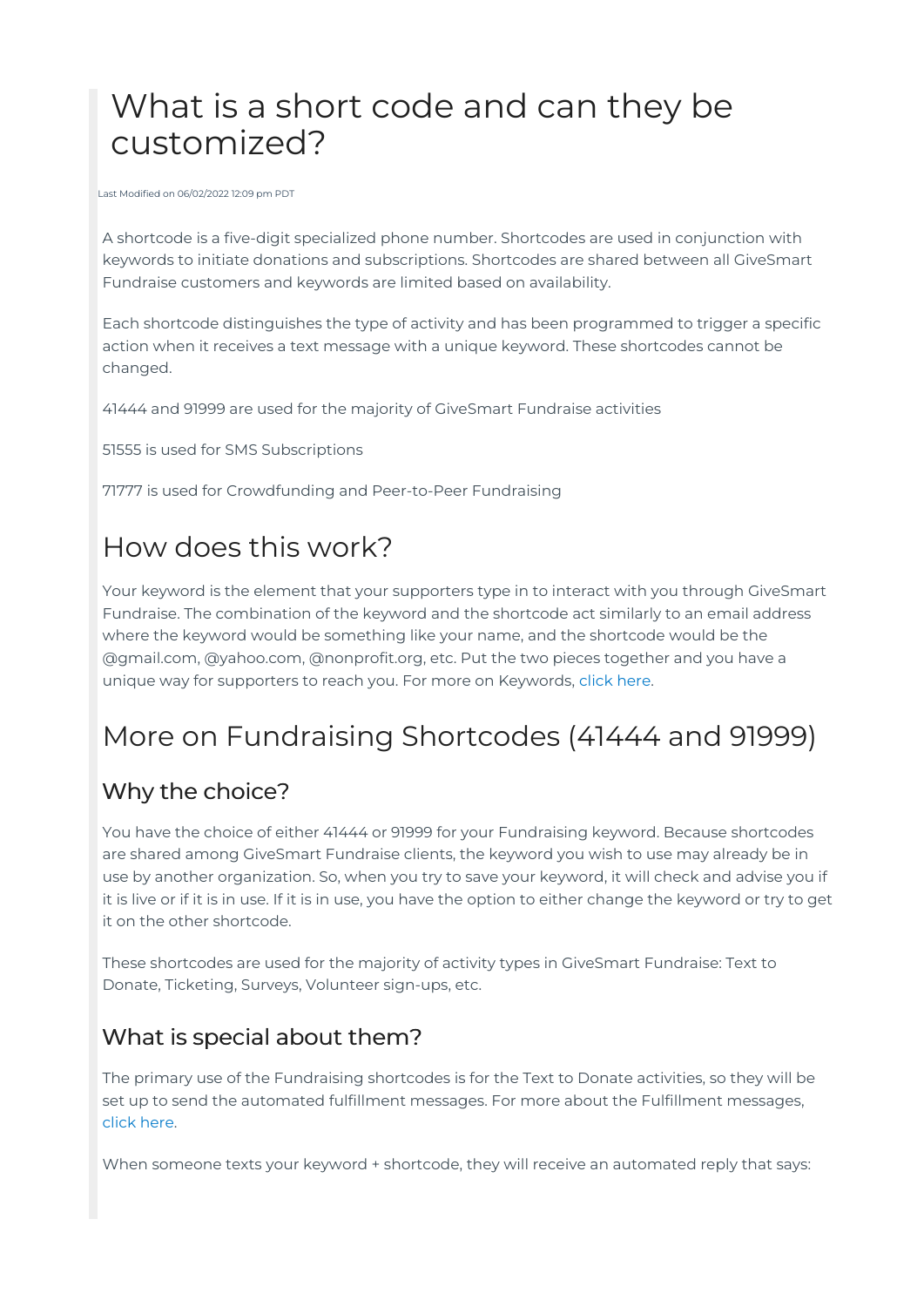# What is a short code and can they be customized?

Last Modified on 06/02/2022 12:09 pm PDT

A shortcode is a five-digit specialized phone number. Shortcodes are used in conjunction with keywords to initiate donations and subscriptions. Shortcodes are shared between all GiveSmart Fundraise customers and keywords are limited based on availability.

Each shortcode distinguishes the type of activity and has been programmed to trigger a specific action when it receives a text message with a unique keyword. These shortcodes cannot be changed.

41444 and 91999 are used for the majority of GiveSmart Fundraise activities

51555 is used for SMS Subscriptions

71777 is used for Crowdfunding and Peer-to-Peer Fundraising

## How does this work?

Your keyword is the element that your supporters type in to interact with you through GiveSmart Fundraise. The combination of the keyword and the shortcode act similarly to an email address where the keyword would be something like your name, and the shortcode would be the @gmail.com, @yahoo.com, @nonprofit.org, etc. Put the two pieces together and you have a unique way for supporters to reach you. For more on Keywords, click here.

## More on Fundraising Shortcodes (41444 and 91999)

### Why the choice?

You have the choice of either 41444 or 91999 for your Fundraising keyword. Because shortcodes are shared among GiveSmart Fundraise clients, the keyword you wish to use may already be in use by another organization. So, when you try to save your keyword, it will check and advise you if it is live or if it is in use. If it is in use, you have the option to either change the keyword or try to get it on the other shortcode.

These shortcodes are used for the majority of activity types in GiveSmart Fundraise: Text to Donate, Ticketing, Surveys, Volunteer sign-ups, etc.

### What is special about them?

The primary use of the Fundraising shortcodes is for the Text to Donate activities, so they will be set up to send the automated fulfillment messages. For more about the Fulfillment messages, click here.

When someone texts your keyword + shortcode, they will receive an automated reply that says: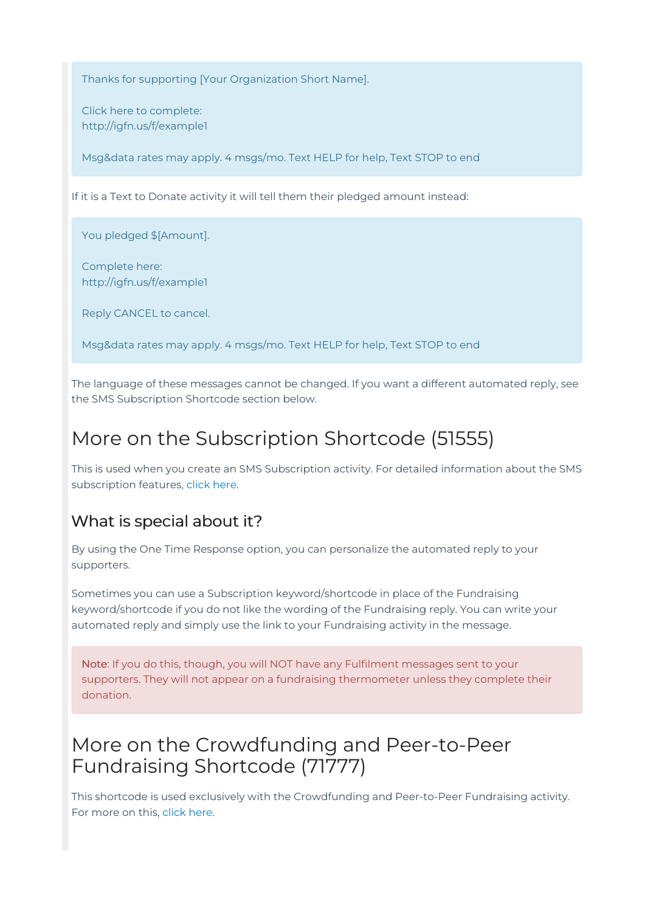> Thanks for supporting [Your Organization Short Name].
>
> Click here to complete:
> http://igfn.us/f/example1
>
> Msg&data rates may apply. 4 msgs/mo. Text HELP for help, Text STOP to end

If it is a Text to Donate activity it will tell them their pledged amount instead:

> You pledged $[Amount].
>
> Complete here:
> http://igfn.us/f/example1
>
> Reply CANCEL to cancel.
>
> Msg&data rates may apply. 4 msgs/mo. Text HELP for help, Text STOP to end

The language of these messages cannot be changed. If you want a different automated reply, see the SMS Subscription Shortcode section below.

# More on the Subscription Shortcode (51555)

This is used when you create an SMS Subscription activity. For detailed information about the SMS subscription features, click here.

## What is special about it?

By using the One Time Response option, you can personalize the automated reply to your supporters.

Sometimes you can use a Subscription keyword/shortcode in place of the Fundraising keyword/shortcode if you do not like the wording of the Fundraising reply. You can write your automated reply and simply use the link to your Fundraising activity in the message.

> Note: If you do this, though, you will NOT have any Fulfilment messages sent to your supporters. They will not appear on a fundraising thermometer unless they complete their donation.

# More on the Crowdfunding and Peer-to-Peer Fundraising Shortcode (71777)

This shortcode is used exclusively with the Crowdfunding and Peer-to-Peer Fundraising activity. For more on this, click here.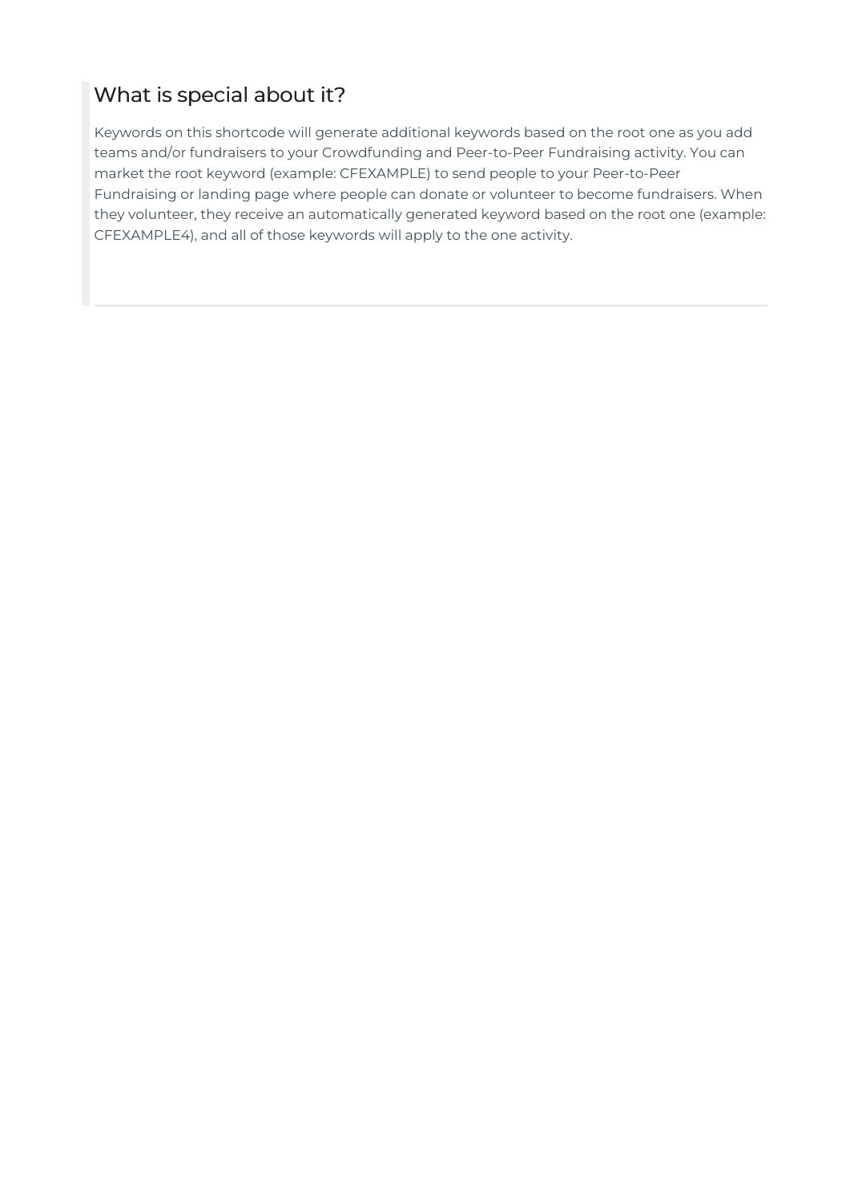## What is special about it?

Keywords on this shortcode will generate additional keywords based on the root one as you add teams and/or fundraisers to your Crowdfunding and Peer-to-Peer Fundraising activity. You can market the root keyword (example: CFEXAMPLE) to send people to your Peer-to-Peer Fundraising or landing page where people can donate or volunteer to become fundraisers. When they volunteer, they receive an automatically generated keyword based on the root one (example: CFEXAMPLE4), and all of those keywords will apply to the one activity.